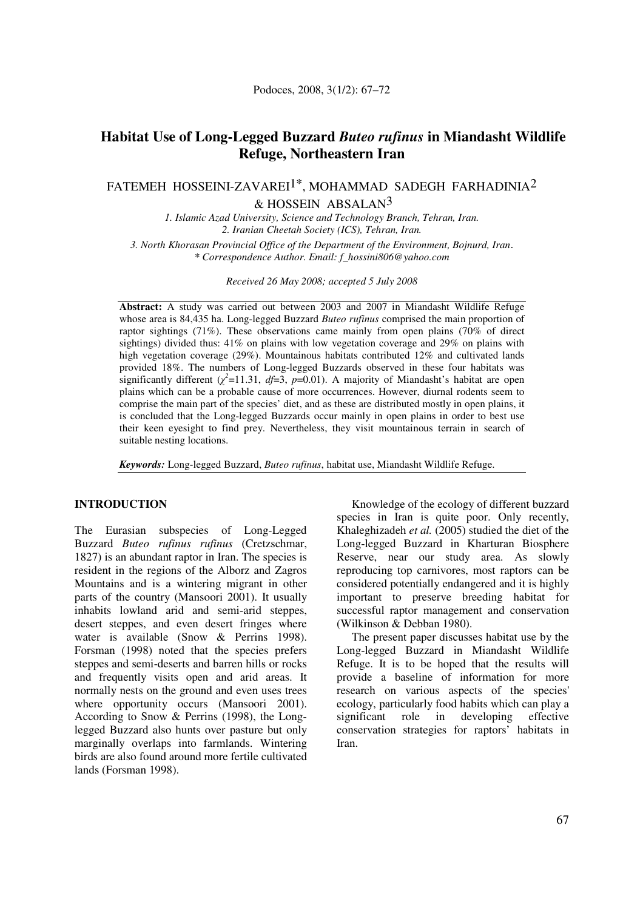# Habitat Use of Long-Legged Buzzard *Buteo rufinus* in Miandasht Wildlife Refuge, Northeastern Iran

FATEMEH HOSSEINI-ZAVAREI[1*], MOHAMMAD SADEGH FARHADINIA[2] & HOSSEIN ABSALAN[3]

*1. Islamic Azad University, Science and Technology Branch, Tehran, Iran.*
*2. Iranian Cheetah Society (ICS), Tehran, Iran.*
*3. North Khorasan Provincial Office of the Department of the Environment, Bojnurd, Iran.*
*\* Correspondence Author. Email: f_hossini806@yahoo.com*

*Received 26 May 2008; accepted 5 July 2008*

**Abstract:** A study was carried out between 2003 and 2007 in Miandasht Wildlife Refuge whose area is 84,435 ha. Long-legged Buzzard *Buteo rufinus* comprised the main proportion of raptor sightings (71%). These observations came mainly from open plains (70% of direct sightings) divided thus: 41% on plains with low vegetation coverage and 29% on plains with high vegetation coverage (29%). Mountainous habitats contributed 12% and cultivated lands provided 18%. The numbers of Long-legged Buzzards observed in these four habitats was significantly different ($\chi^2$=11.31, *df*=3, *p*=0.01). A majority of Miandasht's habitat are open plains which can be a probable cause of more occurrences. However, diurnal rodents seem to comprise the main part of the species' diet, and as these are distributed mostly in open plains, it is concluded that the Long-legged Buzzards occur mainly in open plains in order to best use their keen eyesight to find prey. Nevertheless, they visit mountainous terrain in search of suitable nesting locations.

***Keywords:*** Long-legged Buzzard, *Buteo rufinus*, habitat use, Miandasht Wildlife Refuge.

## INTRODUCTION

The Eurasian subspecies of Long-Legged Buzzard *Buteo rufinus rufinus* (Cretzschmar, 1827) is an abundant raptor in Iran. The species is resident in the regions of the Alborz and Zagros Mountains and is a wintering migrant in other parts of the country (Mansoori 2001). It usually inhabits lowland arid and semi-arid steppes, desert steppes, and even desert fringes where water is available (Snow & Perrins 1998). Forsman (1998) noted that the species prefers steppes and semi-deserts and barren hills or rocks and frequently visits open and arid areas. It normally nests on the ground and even uses trees where opportunity occurs (Mansoori 2001). According to Snow & Perrins (1998), the Long-legged Buzzard also hunts over pasture but only marginally overlaps into farmlands. Wintering birds are also found around more fertile cultivated lands (Forsman 1998).

Knowledge of the ecology of different buzzard species in Iran is quite poor. Only recently, Khaleghizadeh *et al.* (2005) studied the diet of the Long-legged Buzzard in Kharturan Biosphere Reserve, near our study area. As slowly reproducing top carnivores, most raptors can be considered potentially endangered and it is highly important to preserve breeding habitat for successful raptor management and conservation (Wilkinson & Debban 1980).

The present paper discusses habitat use by the Long-legged Buzzard in Miandasht Wildlife Refuge. It is to be hoped that the results will provide a baseline of information for more research on various aspects of the species' ecology, particularly food habits which can play a significant role in developing effective conservation strategies for raptors' habitats in Iran.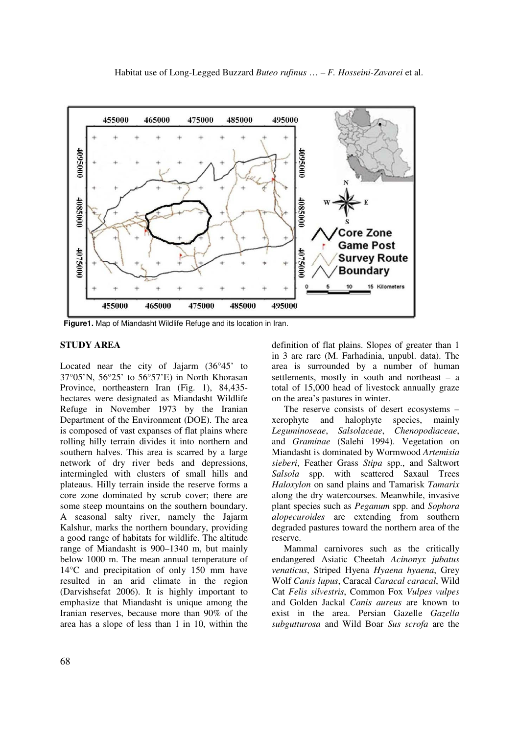**Figure1.** Map of Miandasht Wildlife Refuge and its location in Iran.

## STUDY AREA

Located near the city of Jajarm (36°45' to 37°05'N, 56°25' to 56°57'E) in North Khorasan Province, northeastern Iran (Fig. 1), 84,435-hectares were designated as Miandasht Wildlife Refuge in November 1973 by the Iranian Department of the Environment (DOE). The area is composed of vast expanses of flat plains where rolling hilly terrain divides it into northern and southern halves. This area is scarred by a large network of dry river beds and depressions, intermingled with clusters of small hills and plateaus. Hilly terrain inside the reserve forms a core zone dominated by scrub cover; there are some steep mountains on the southern boundary. A seasonal salty river, namely the Jajarm Kalshur, marks the northern boundary, providing a good range of habitats for wildlife. The altitude range of Miandasht is 900–1340 m, but mainly below 1000 m. The mean annual temperature of 14°C and precipitation of only 150 mm have resulted in an arid climate in the region (Darvishsefat 2006). It is highly important to emphasize that Miandasht is unique among the Iranian reserves, because more than 90% of the area has a slope of less than 1 in 10, within the definition of flat plains. Slopes of greater than 1 in 3 are rare (M. Farhadinia, unpubl. data). The area is surrounded by a number of human settlements, mostly in south and northeast – a total of 15,000 head of livestock annually graze on the area's pastures in winter.

The reserve consists of desert ecosystems – xerophyte and halophyte species, mainly *Leguminoseae*, *Salsolaceae*, *Chenopodiaceae*, and *Graminae* (Salehi 1994). Vegetation on Miandasht is dominated by Wormwood *Artemisia sieberi*, Feather Grass *Stipa* spp., and Saltwort *Salsola* spp. with scattered Saxaul Trees *Haloxylon* on sand plains and Tamarisk *Tamarix* along the dry watercourses. Meanwhile, invasive plant species such as *Peganum* spp. and *Sophora alopecuroides* are extending from southern degraded pastures toward the northern area of the reserve.

Mammal carnivores such as the critically endangered Asiatic Cheetah *Acinonyx jubatus venaticus*, Striped Hyena *Hyaena hyaena*, Grey Wolf *Canis lupus*, Caracal *Caracal caracal*, Wild Cat *Felis silvestris*, Common Fox *Vulpes vulpes* and Golden Jackal *Canis aureus* are known to exist in the area. Persian Gazelle *Gazella subgutturosa* and Wild Boar *Sus scrofa* are the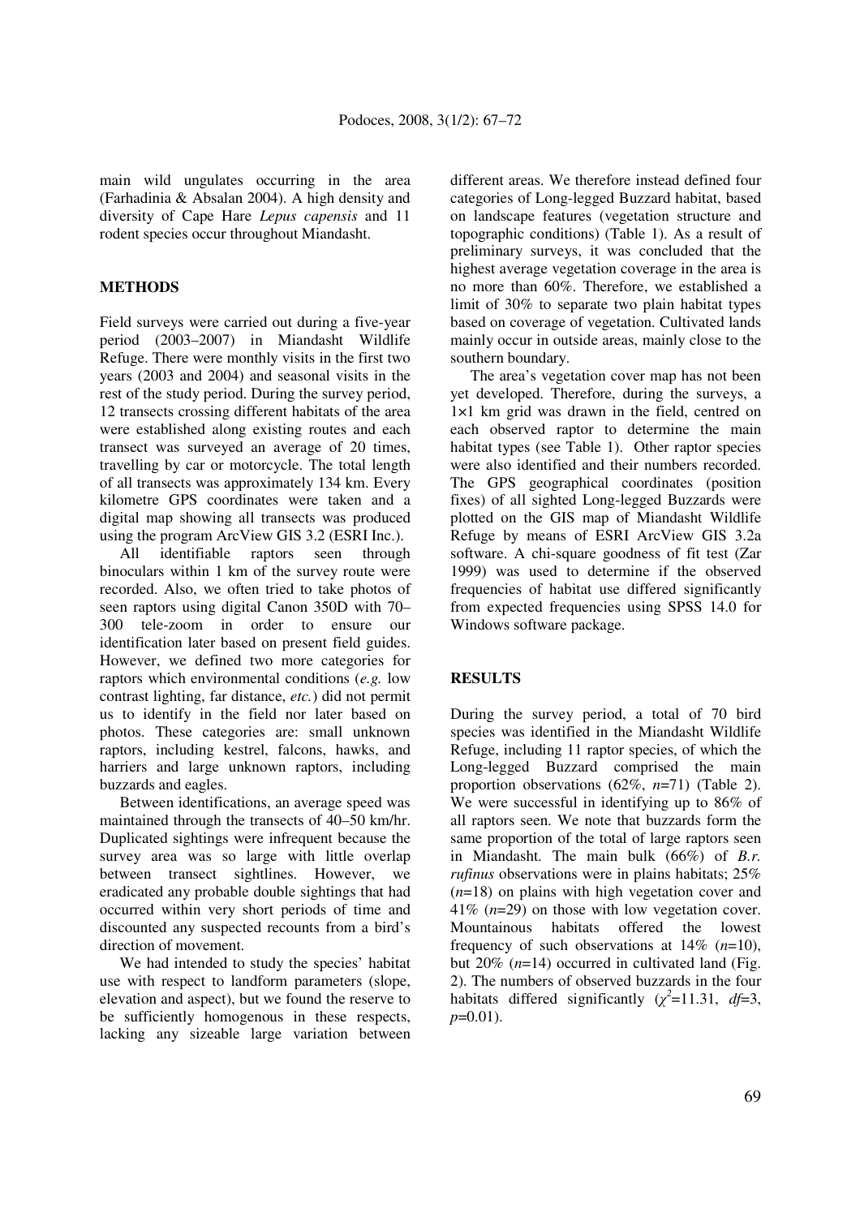main wild ungulates occurring in the area (Farhadinia & Absalan 2004). A high density and diversity of Cape Hare *Lepus capensis* and 11 rodent species occur throughout Miandasht.

## METHODS

Field surveys were carried out during a five-year period (2003–2007) in Miandasht Wildlife Refuge. There were monthly visits in the first two years (2003 and 2004) and seasonal visits in the rest of the study period. During the survey period, 12 transects crossing different habitats of the area were established along existing routes and each transect was surveyed an average of 20 times, travelling by car or motorcycle. The total length of all transects was approximately 134 km. Every kilometre GPS coordinates were taken and a digital map showing all transects was produced using the program ArcView GIS 3.2 (ESRI Inc.).

All identifiable raptors seen through binoculars within 1 km of the survey route were recorded. Also, we often tried to take photos of seen raptors using digital Canon 350D with 70–300 tele-zoom in order to ensure our identification later based on present field guides. However, we defined two more categories for raptors which environmental conditions (*e.g.* low contrast lighting, far distance, *etc.*) did not permit us to identify in the field nor later based on photos. These categories are: small unknown raptors, including kestrel, falcons, hawks, and harriers and large unknown raptors, including buzzards and eagles.

Between identifications, an average speed was maintained through the transects of 40–50 km/hr. Duplicated sightings were infrequent because the survey area was so large with little overlap between transect sightlines. However, we eradicated any probable double sightings that had occurred within very short periods of time and discounted any suspected recounts from a bird's direction of movement.

We had intended to study the species' habitat use with respect to landform parameters (slope, elevation and aspect), but we found the reserve to be sufficiently homogenous in these respects, lacking any sizeable large variation between different areas. We therefore instead defined four categories of Long-legged Buzzard habitat, based on landscape features (vegetation structure and topographic conditions) (Table 1). As a result of preliminary surveys, it was concluded that the highest average vegetation coverage in the area is no more than 60%. Therefore, we established a limit of 30% to separate two plain habitat types based on coverage of vegetation. Cultivated lands mainly occur in outside areas, mainly close to the southern boundary.

The area's vegetation cover map has not been yet developed. Therefore, during the surveys, a 1×1 km grid was drawn in the field, centred on each observed raptor to determine the main habitat types (see Table 1). Other raptor species were also identified and their numbers recorded. The GPS geographical coordinates (position fixes) of all sighted Long-legged Buzzards were plotted on the GIS map of Miandasht Wildlife Refuge by means of ESRI ArcView GIS 3.2a software. A chi-square goodness of fit test (Zar 1999) was used to determine if the observed frequencies of habitat use differed significantly from expected frequencies using SPSS 14.0 for Windows software package.

## RESULTS

During the survey period, a total of 70 bird species was identified in the Miandasht Wildlife Refuge, including 11 raptor species, of which the Long-legged Buzzard comprised the main proportion observations (62%, $n$=71) (Table 2). We were successful in identifying up to 86% of all raptors seen. We note that buzzards form the same proportion of the total of large raptors seen in Miandasht. The main bulk (66%) of *B.r. rufinus* observations were in plains habitats; 25% ($n$=18) on plains with high vegetation cover and 41% ($n$=29) on those with low vegetation cover. Mountainous habitats offered the lowest frequency of such observations at 14% ($n$=10), but 20% ($n$=14) occurred in cultivated land (Fig. 2). The numbers of observed buzzards in the four habitats differed significantly ($\chi^2$=11.31, $df$=3, $p$=0.01).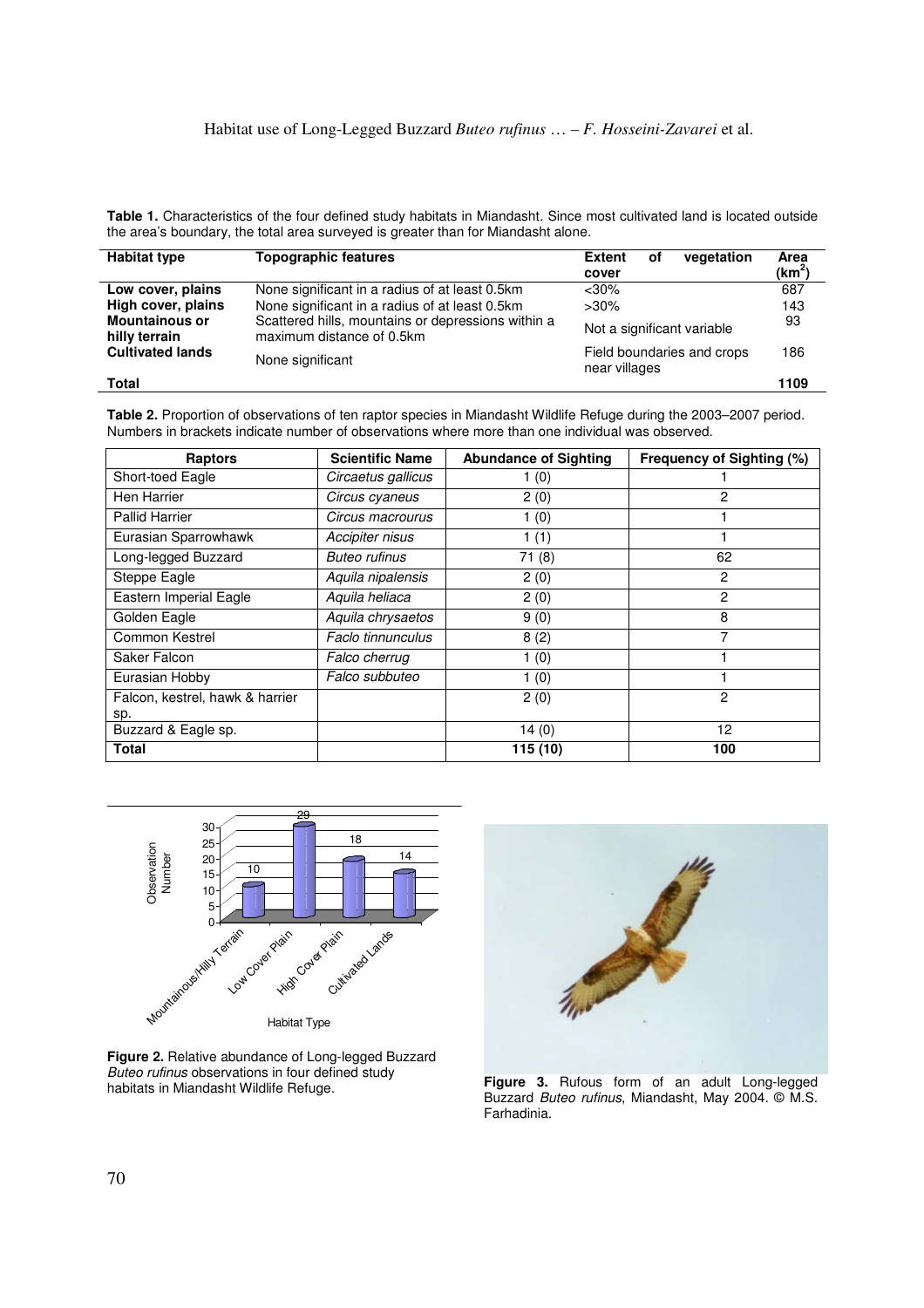**Table 1.** Characteristics of the four defined study habitats in Miandasht. Since most cultivated land is located outside the area's boundary, the total area surveyed is greater than for Miandasht alone.

| Habitat type | Topographic features | Extent of vegetation cover | Area ($km^2$) |
|---|---|---|---|
| **Low cover, plains** | None significant in a radius of at least 0.5km | <30% | 687 |
| **High cover, plains** | None significant in a radius of at least 0.5km | >30% | 143 |
| **Mountainous or hilly terrain** | Scattered hills, mountains or depressions within a maximum distance of 0.5km | Not a significant variable | 93 |
| **Cultivated lands** | None significant | Field boundaries and crops near villages | 186 |
| **Total** | | | **1109** |

**Table 2.** Proportion of observations of ten raptor species in Miandasht Wildlife Refuge during the 2003–2007 period. Numbers in brackets indicate number of observations where more than one individual was observed.

| Raptors | Scientific Name | Abundance of Sighting | Frequency of Sighting (%) |
|---|---|---|---|
| Short-toed Eagle | *Circaetus gallicus* | 1 (0) | 1 |
| Hen Harrier | *Circus cyaneus* | 2 (0) | 2 |
| Pallid Harrier | *Circus macrourus* | 1 (0) | 1 |
| Eurasian Sparrowhawk | *Accipiter nisus* | 1 (1) | 1 |
| Long-legged Buzzard | *Buteo rufinus* | 71 (8) | 62 |
| Steppe Eagle | *Aquila nipalensis* | 2 (0) | 2 |
| Eastern Imperial Eagle | *Aquila heliaca* | 2 (0) | 2 |
| Golden Eagle | *Aquila chrysaetos* | 9 (0) | 8 |
| Common Kestrel | *Faclo tinnunculus* | 8 (2) | 7 |
| Saker Falcon | *Falco cherrug* | 1 (0) | 1 |
| Eurasian Hobby | *Falco subbuteo* | 1 (0) | 1 |
| Falcon, kestrel, hawk & harrier sp. | | 2 (0) | 2 |
| Buzzard & Eagle sp. | | 14 (0) | 12 |
| **Total** | | **115 (10)** | **100** |

**Figure 2.** Relative abundance of Long-legged Buzzard *Buteo rufinus* observations in four defined study habitats in Miandasht Wildlife Refuge.

**Figure 3.** Rufous form of an adult Long-legged Buzzard *Buteo rufinus*, Miandasht, May 2004. © M.S. Farhadinia.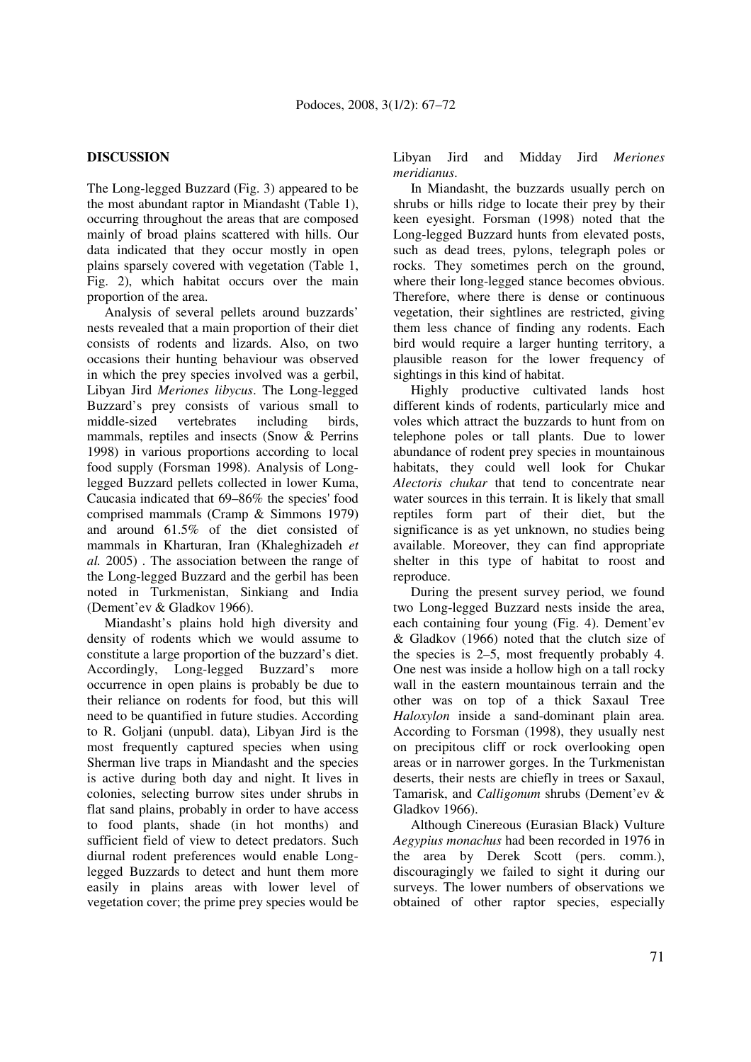## DISCUSSION

The Long-legged Buzzard (Fig. 3) appeared to be the most abundant raptor in Miandasht (Table 1), occurring throughout the areas that are composed mainly of broad plains scattered with hills. Our data indicated that they occur mostly in open plains sparsely covered with vegetation (Table 1, Fig. 2), which habitat occurs over the main proportion of the area.

Analysis of several pellets around buzzards' nests revealed that a main proportion of their diet consists of rodents and lizards. Also, on two occasions their hunting behaviour was observed in which the prey species involved was a gerbil, Libyan Jird *Meriones libycus*. The Long-legged Buzzard's prey consists of various small to middle-sized vertebrates including birds, mammals, reptiles and insects (Snow & Perrins 1998) in various proportions according to local food supply (Forsman 1998). Analysis of Long-legged Buzzard pellets collected in lower Kuma, Caucasia indicated that 69–86% the species' food comprised mammals (Cramp & Simmons 1979) and around 61.5% of the diet consisted of mammals in Kharturan, Iran (Khaleghizadeh *et al.* 2005) . The association between the range of the Long-legged Buzzard and the gerbil has been noted in Turkmenistan, Sinkiang and India (Dement'ev & Gladkov 1966).

Miandasht's plains hold high diversity and density of rodents which we would assume to constitute a large proportion of the buzzard's diet. Accordingly, Long-legged Buzzard's more occurrence in open plains is probably be due to their reliance on rodents for food, but this will need to be quantified in future studies. According to R. Goljani (unpubl. data), Libyan Jird is the most frequently captured species when using Sherman live traps in Miandasht and the species is active during both day and night. It lives in colonies, selecting burrow sites under shrubs in flat sand plains, probably in order to have access to food plants, shade (in hot months) and sufficient field of view to detect predators. Such diurnal rodent preferences would enable Long-legged Buzzards to detect and hunt them more easily in plains areas with lower level of vegetation cover; the prime prey species would be Libyan Jird and Midday Jird *Meriones meridianus*.

In Miandasht, the buzzards usually perch on shrubs or hills ridge to locate their prey by their keen eyesight. Forsman (1998) noted that the Long-legged Buzzard hunts from elevated posts, such as dead trees, pylons, telegraph poles or rocks. They sometimes perch on the ground, where their long-legged stance becomes obvious. Therefore, where there is dense or continuous vegetation, their sightlines are restricted, giving them less chance of finding any rodents. Each bird would require a larger hunting territory, a plausible reason for the lower frequency of sightings in this kind of habitat.

Highly productive cultivated lands host different kinds of rodents, particularly mice and voles which attract the buzzards to hunt from on telephone poles or tall plants. Due to lower abundance of rodent prey species in mountainous habitats, they could well look for Chukar *Alectoris chukar* that tend to concentrate near water sources in this terrain. It is likely that small reptiles form part of their diet, but the significance is as yet unknown, no studies being available. Moreover, they can find appropriate shelter in this type of habitat to roost and reproduce.

During the present survey period, we found two Long-legged Buzzard nests inside the area, each containing four young (Fig. 4). Dement'ev & Gladkov (1966) noted that the clutch size of the species is 2–5, most frequently probably 4. One nest was inside a hollow high on a tall rocky wall in the eastern mountainous terrain and the other was on top of a thick Saxaul Tree *Haloxylon* inside a sand-dominant plain area. According to Forsman (1998), they usually nest on precipitous cliff or rock overlooking open areas or in narrower gorges. In the Turkmenistan deserts, their nests are chiefly in trees or Saxaul, Tamarisk, and *Calligonum* shrubs (Dement'ev & Gladkov 1966).

Although Cinereous (Eurasian Black) Vulture *Aegypius monachus* had been recorded in 1976 in the area by Derek Scott (pers. comm.), discouragingly we failed to sight it during our surveys. The lower numbers of observations we obtained of other raptor species, especially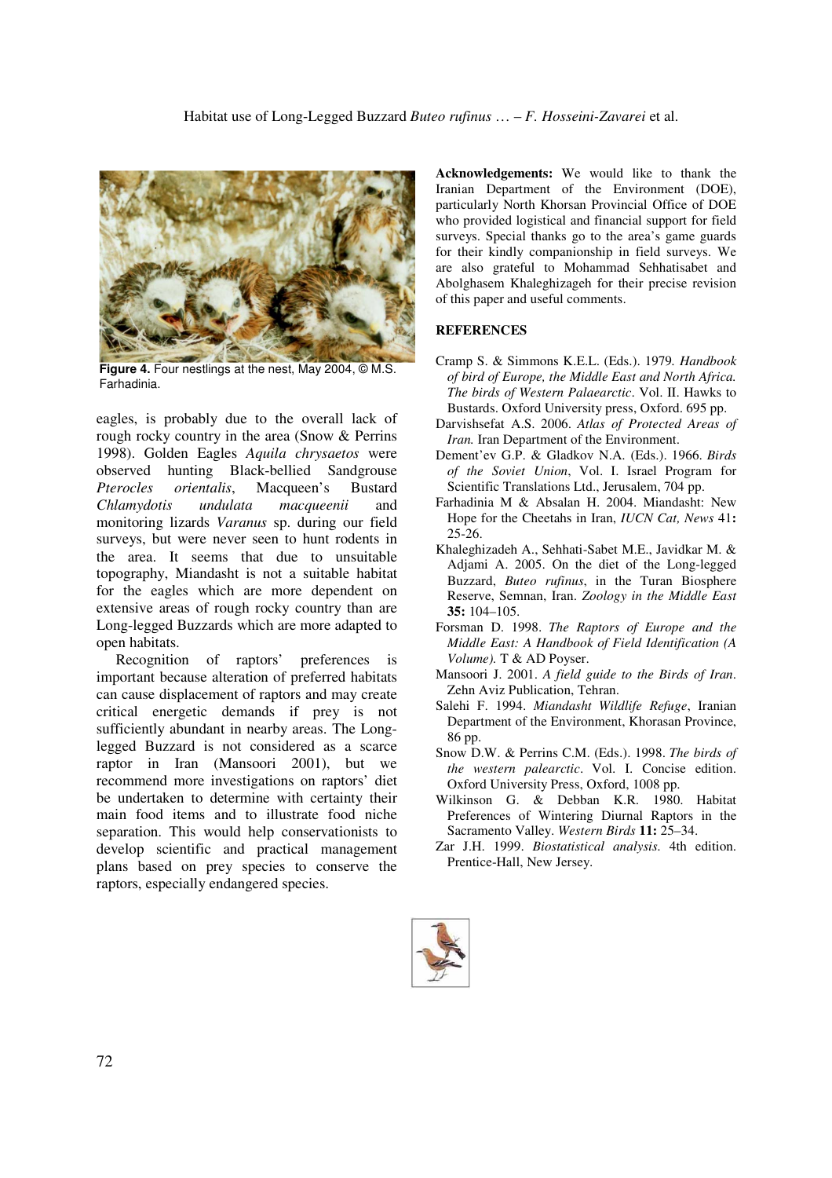Figure 4. Four nestlings at the nest, May 2004, © M.S. Farhadinia.

eagles, is probably due to the overall lack of rough rocky country in the area (Snow & Perrins 1998). Golden Eagles *Aquila chrysaetos* were observed hunting Black-bellied Sandgrouse *Pterocles orientalis*, Macqueen's Bustard *Chlamydotis undulata macqueenii* and monitoring lizards *Varanus* sp. during our field surveys, but were never seen to hunt rodents in the area. It seems that due to unsuitable topography, Miandasht is not a suitable habitat for the eagles which are more dependent on extensive areas of rough rocky country than are Long-legged Buzzards which are more adapted to open habitats.

Recognition of raptors' preferences is important because alteration of preferred habitats can cause displacement of raptors and may create critical energetic demands if prey is not sufficiently abundant in nearby areas. The Long-legged Buzzard is not considered as a scarce raptor in Iran (Mansoori 2001), but we recommend more investigations on raptors' diet be undertaken to determine with certainty their main food items and to illustrate food niche separation. This would help conservationists to develop scientific and practical management plans based on prey species to conserve the raptors, especially endangered species.

**Acknowledgements:** We would like to thank the Iranian Department of the Environment (DOE), particularly North Khorsan Provincial Office of DOE who provided logistical and financial support for field surveys. Special thanks go to the area's game guards for their kindly companionship in field surveys. We are also grateful to Mohammad Sehhatisabet and Abolghasem Khaleghizageh for their precise revision of this paper and useful comments.

## REFERENCES

Cramp S. & Simmons K.E.L. (Eds.). 1979. *Handbook of bird of Europe, the Middle East and North Africa. The birds of Western Palaearctic*. Vol. II. Hawks to Bustards. Oxford University press, Oxford. 695 pp.

Darvishsefat A.S. 2006. *Atlas of Protected Areas of Iran.* Iran Department of the Environment.

Dement'ev G.P. & Gladkov N.A. (Eds.). 1966. *Birds of the Soviet Union*, Vol. I. Israel Program for Scientific Translations Ltd., Jerusalem, 704 pp.

Farhadinia M & Absalan H. 2004. Miandasht: New Hope for the Cheetahs in Iran, *IUCN Cat, News* 41**:** 25-26.

Khaleghizadeh A., Sehhati-Sabet M.E., Javidkar M. & Adjami A. 2005. On the diet of the Long-legged Buzzard, *Buteo rufinus*, in the Turan Biosphere Reserve, Semnan, Iran. *Zoology in the Middle East* **35:** 104–105.

Forsman D. 1998. *The Raptors of Europe and the Middle East: A Handbook of Field Identification (A Volume).* T & AD Poyser.

Mansoori J. 2001. *A field guide to the Birds of Iran*. Zehn Aviz Publication, Tehran.

Salehi F. 1994. *Miandasht Wildlife Refuge*, Iranian Department of the Environment, Khorasan Province, 86 pp.

Snow D.W. & Perrins C.M. (Eds.). 1998. *The birds of the western palearctic*. Vol. I. Concise edition. Oxford University Press, Oxford, 1008 pp.

Wilkinson G. & Debban K.R. 1980. Habitat Preferences of Wintering Diurnal Raptors in the Sacramento Valley. *Western Birds* **11:** 25–34.

Zar J.H. 1999. *Biostatistical analysis.* 4th edition. Prentice-Hall, New Jersey.